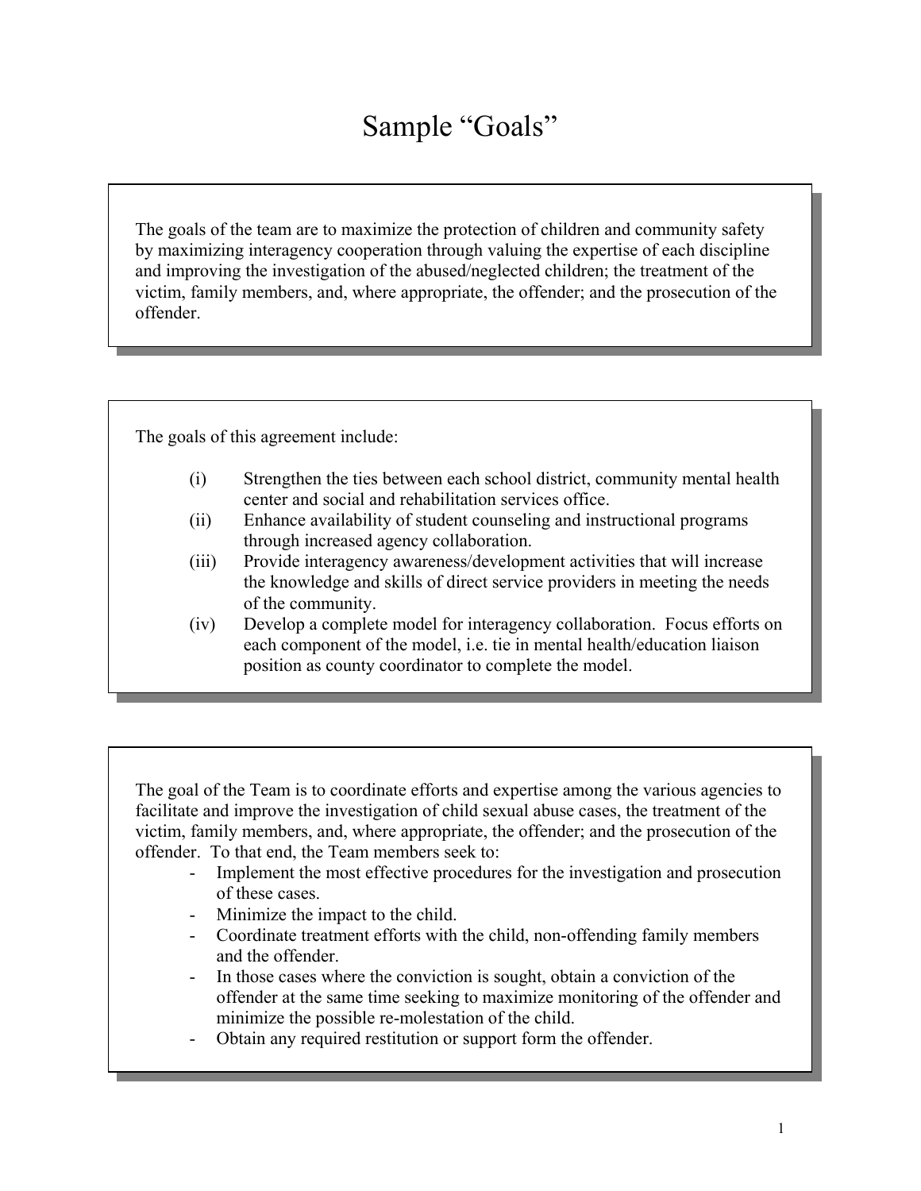# Sample "Goals"

The goals of the team are to maximize the protection of children and community safety by maximizing interagency cooperation through valuing the expertise of each discipline and improving the investigation of the abused/neglected children; the treatment of the victim, family members, and, where appropriate, the offender; and the prosecution of the offender.

---

The goals of this agreement include:

(i) Strengthen the ties between each school district, community mental health center and social and rehabilitation services office.

(ii) Enhance availability of student counseling and instructional programs through increased agency collaboration.

(iii) Provide interagency awareness/development activities that will increase the knowledge and skills of direct service providers in meeting the needs of the community.

(iv) Develop a complete model for interagency collaboration. Focus efforts on each component of the model, i.e. tie in mental health/education liaison position as county coordinator to complete the model.

---

The goal of the Team is to coordinate efforts and expertise among the various agencies to facilitate and improve the investigation of child sexual abuse cases, the treatment of the victim, family members, and, where appropriate, the offender; and the prosecution of the offender. To that end, the Team members seek to:

- Implement the most effective procedures for the investigation and prosecution of these cases.
- Minimize the impact to the child.
- Coordinate treatment efforts with the child, non-offending family members and the offender.
- In those cases where the conviction is sought, obtain a conviction of the offender at the same time seeking to maximize monitoring of the offender and minimize the possible re-molestation of the child.
- Obtain any required restitution or support form the offender.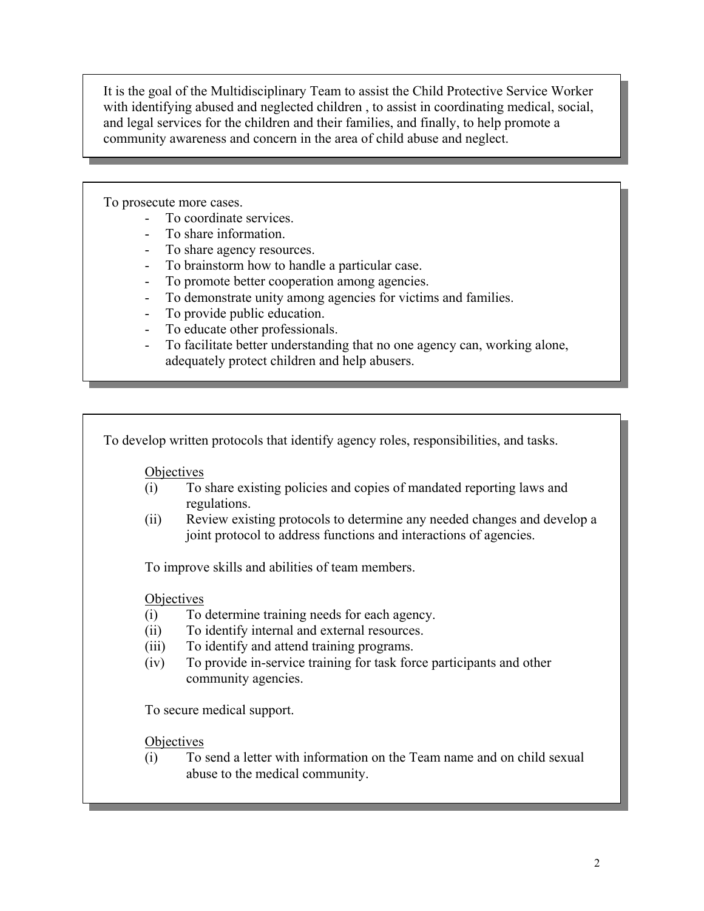It is the goal of the Multidisciplinary Team to assist the Child Protective Service Worker with identifying abused and neglected children , to assist in coordinating medical, social, and legal services for the children and their families, and finally, to help promote a community awareness and concern in the area of child abuse and neglect.

To prosecute more cases.

- To coordinate services.
- To share information.
- To share agency resources.
- To brainstorm how to handle a particular case.
- To promote better cooperation among agencies.
- To demonstrate unity among agencies for victims and families.
- To provide public education.
- To educate other professionals.
- To facilitate better understanding that no one agency can, working alone, adequately protect children and help abusers.

To develop written protocols that identify agency roles, responsibilities, and tasks.

Objectives

(i) To share existing policies and copies of mandated reporting laws and regulations.
(ii) Review existing protocols to determine any needed changes and develop a joint protocol to address functions and interactions of agencies.

To improve skills and abilities of team members.

Objectives

(i) To determine training needs for each agency.
(ii) To identify internal and external resources.
(iii) To identify and attend training programs.
(iv) To provide in-service training for task force participants and other community agencies.

To secure medical support.

Objectives

(i) To send a letter with information on the Team name and on child sexual abuse to the medical community.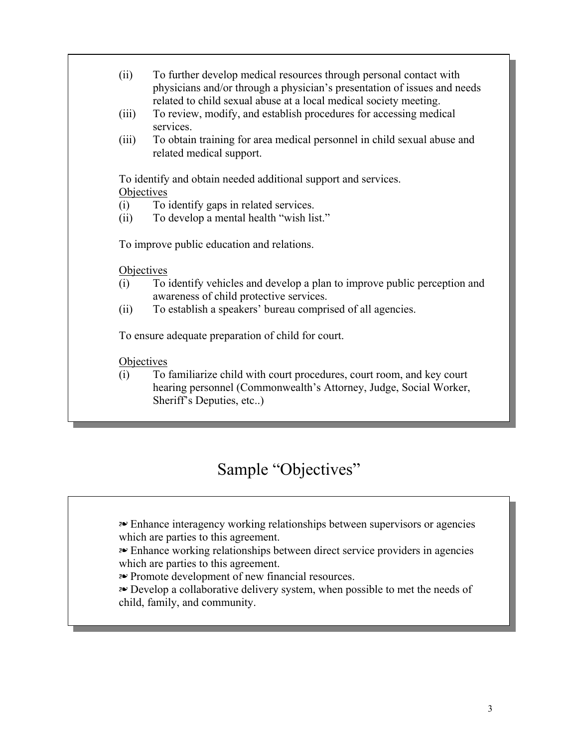(ii) To further develop medical resources through personal contact with physicians and/or through a physician's presentation of issues and needs related to child sexual abuse at a local medical society meeting.

(iii) To review, modify, and establish procedures for accessing medical services.

(iii) To obtain training for area medical personnel in child sexual abuse and related medical support.

To identify and obtain needed additional support and services.

Objectives

(i) To identify gaps in related services.

(ii) To develop a mental health "wish list."

To improve public education and relations.

Objectives

(i) To identify vehicles and develop a plan to improve public perception and awareness of child protective services.

(ii) To establish a speakers' bureau comprised of all agencies.

To ensure adequate preparation of child for court.

Objectives

(i) To familiarize child with court procedures, court room, and key court hearing personnel (Commonwealth's Attorney, Judge, Social Worker, Sheriff's Deputies, etc..)

# Sample "Objectives"

❧ Enhance interagency working relationships between supervisors or agencies which are parties to this agreement.

❧ Enhance working relationships between direct service providers in agencies which are parties to this agreement.

❧ Promote development of new financial resources.

❧ Develop a collaborative delivery system, when possible to met the needs of child, family, and community.